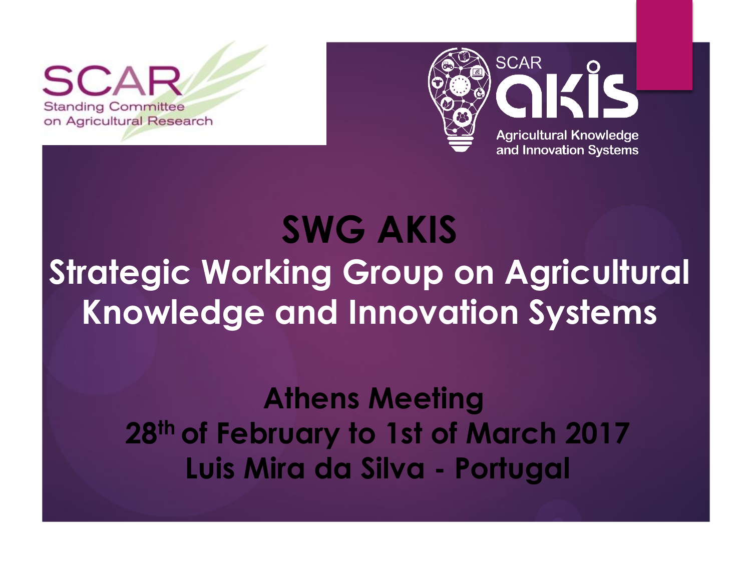SCAR
Standing Committee on Agricultural Research

SCAR akis
Agricultural Knowledge and Innovation Systems

# SWG AKIS

## Strategic Working Group on Agricultural Knowledge and Innovation Systems

**Athens Meeting**

**28th of February to 1st of March 2017**

**Luis Mira da Silva - Portugal**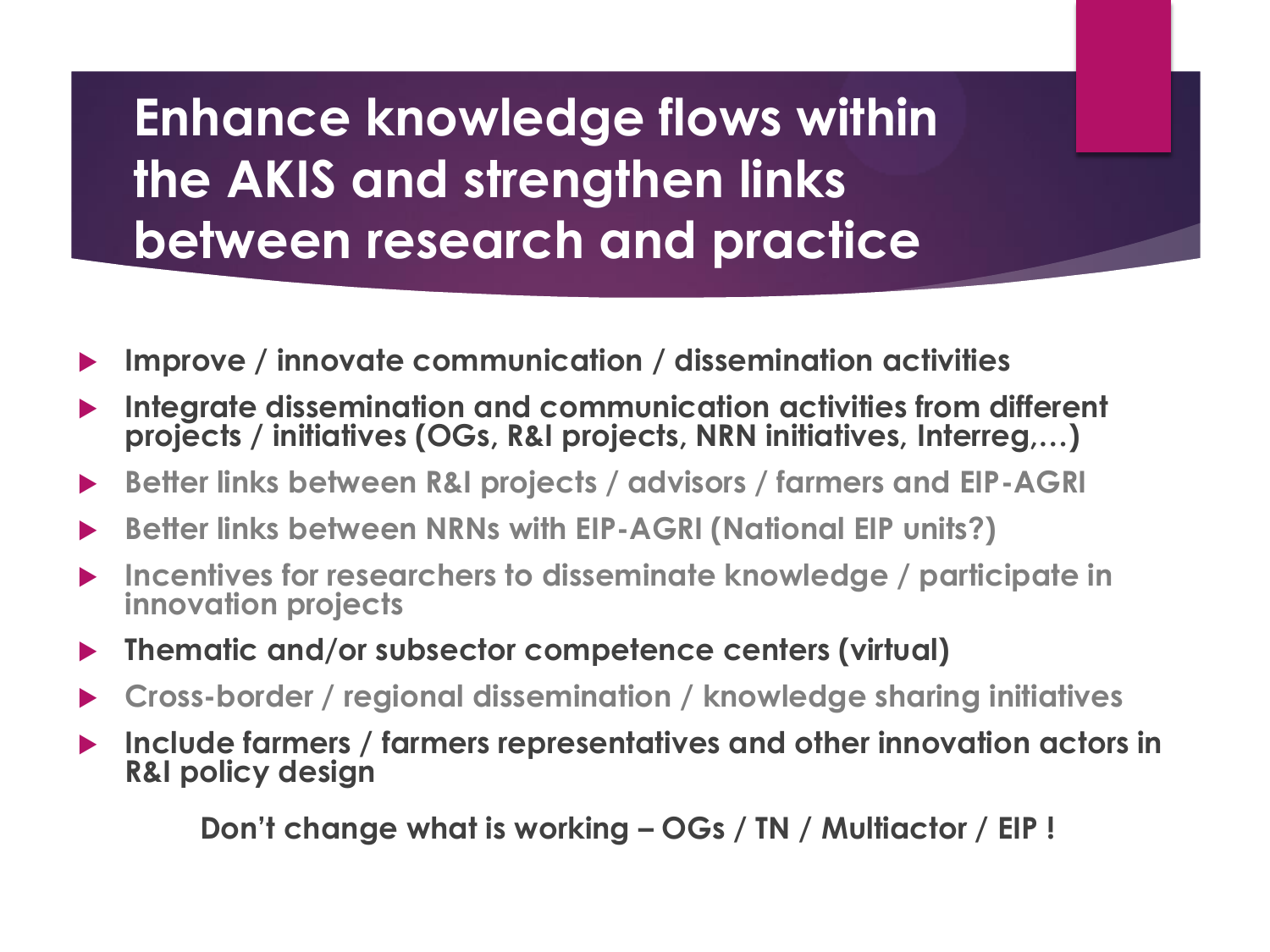# Enhance knowledge flows within the AKIS and strengthen links between research and practice

- **Improve / innovate communication / dissemination activities**
- **Integrate dissemination and communication activities from different projects / initiatives (OGs, R&I projects, NRN initiatives, Interreg,…)**
- **Better links between R&I projects / advisors / farmers and EIP-AGRI**
- **Better links between NRNs with EIP-AGRI (National EIP units?)**
- **Incentives for researchers to disseminate knowledge / participate in innovation projects**
- **Thematic and/or subsector competence centers (virtual)**
- **Cross-border / regional dissemination / knowledge sharing initiatives**
- **Include farmers / farmers representatives and other innovation actors in R&I policy design**

**Don't change what is working – OGs / TN / Multiactor / EIP !**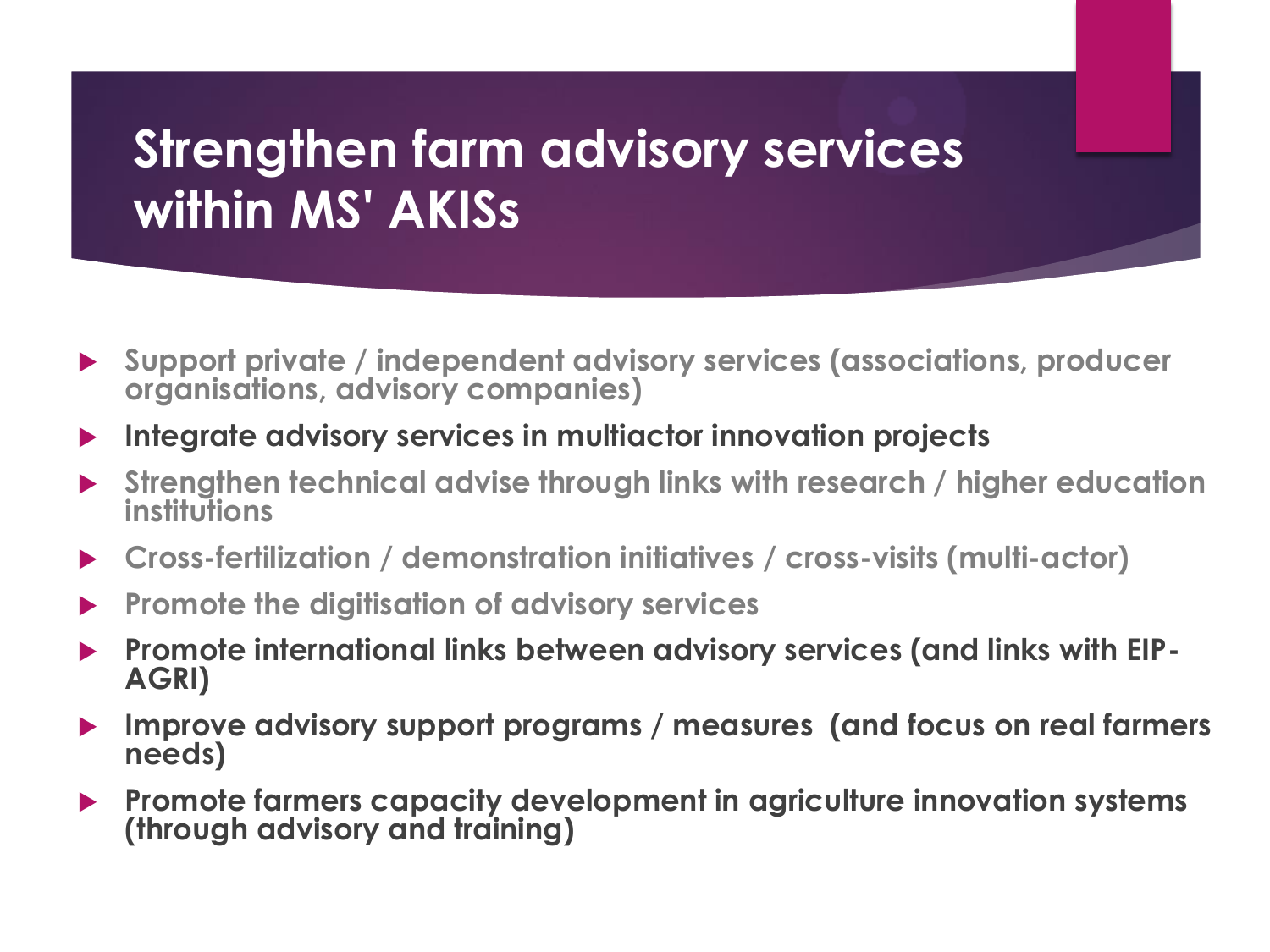# Strengthen farm advisory services within MS' AKISs

- Support private / independent advisory services (associations, producer organisations, advisory companies)
- **Integrate advisory services in multiactor innovation projects**
- Strengthen technical advise through links with research / higher education institutions
- Cross-fertilization / demonstration initiatives / cross-visits (multi-actor)
- Promote the digitisation of advisory services
- **Promote international links between advisory services (and links with EIP-AGRI)**
- **Improve advisory support programs / measures (and focus on real farmers needs)**
- **Promote farmers capacity development in agriculture innovation systems (through advisory and training)**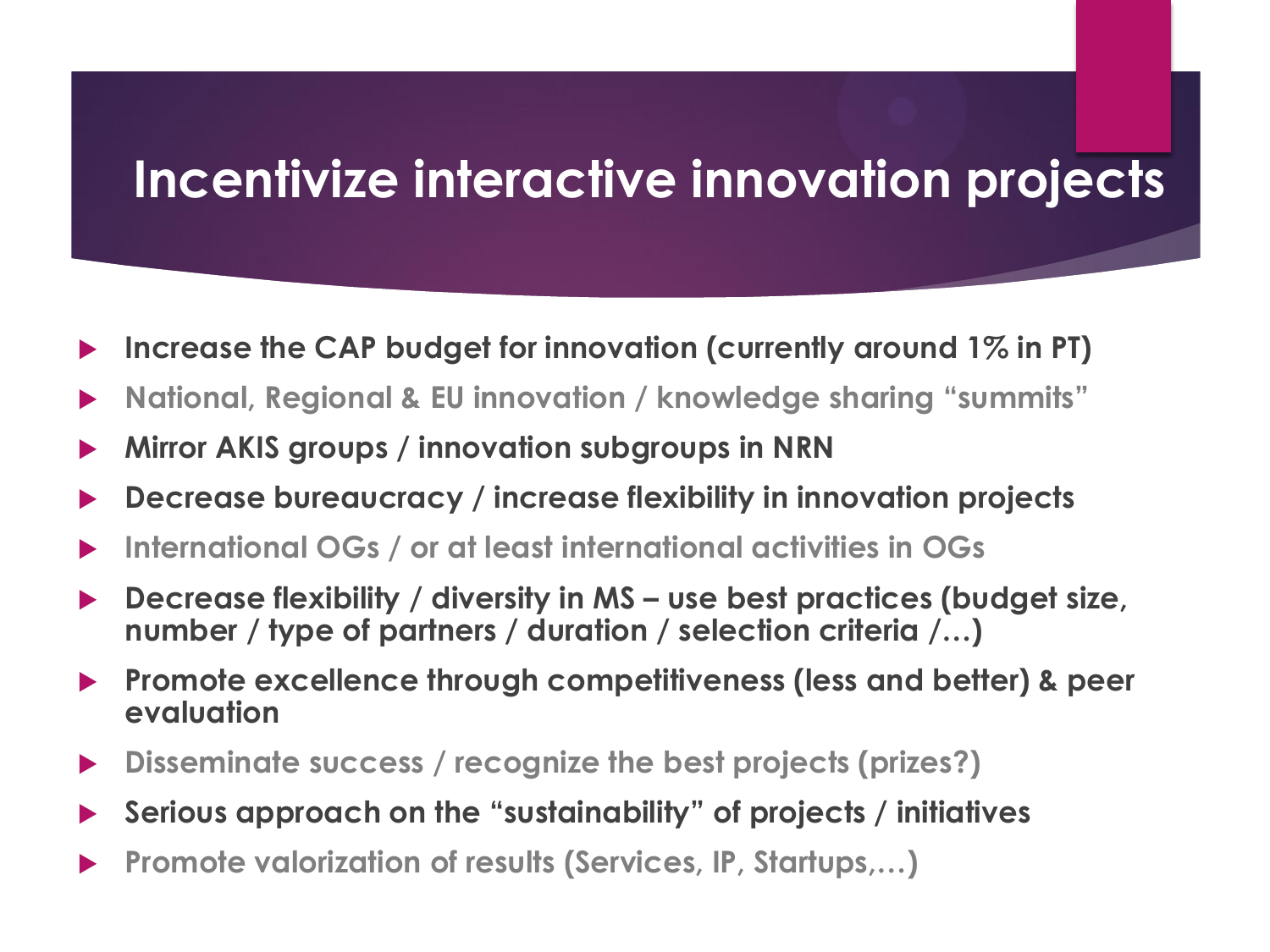# Incentivize interactive innovation projects

- **Increase the CAP budget for innovation (currently around 1% in PT)**
- **National, Regional & EU innovation / knowledge sharing "summits"**
- **Mirror AKIS groups / innovation subgroups in NRN**
- **Decrease bureaucracy / increase flexibility in innovation projects**
- **International OGs / or at least international activities in OGs**
- **Decrease flexibility / diversity in MS – use best practices (budget size, number / type of partners / duration / selection criteria /…)**
- **Promote excellence through competitiveness (less and better) & peer evaluation**
- **Disseminate success / recognize the best projects (prizes?)**
- **Serious approach on the "sustainability" of projects / initiatives**
- **Promote valorization of results (Services, IP, Startups,…)**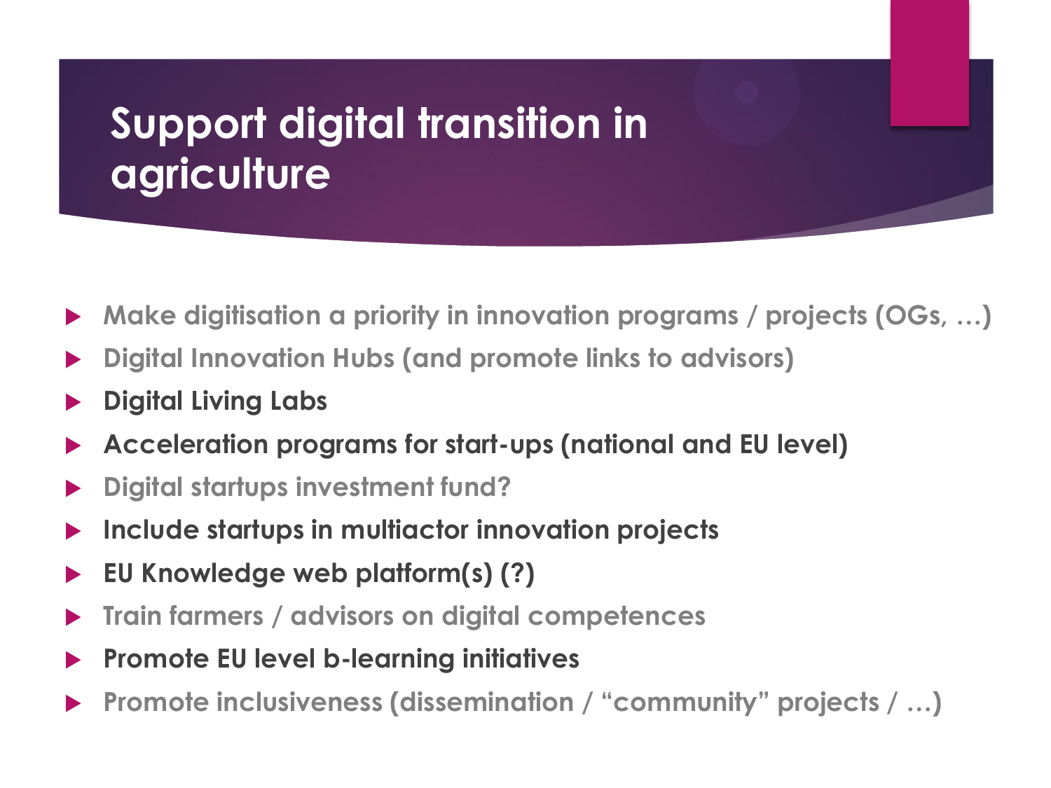# Support digital transition in agriculture

- Make digitisation a priority in innovation programs / projects (OGs, …)
- Digital Innovation Hubs (and promote links to advisors)
- **Digital Living Labs**
- **Acceleration programs for start-ups (national and EU level)**
- Digital startups investment fund?
- **Include startups in multiactor innovation projects**
- **EU Knowledge web platform(s) (?)**
- Train farmers / advisors on digital competences
- **Promote EU level b-learning initiatives**
- Promote inclusiveness (dissemination / "community" projects / …)